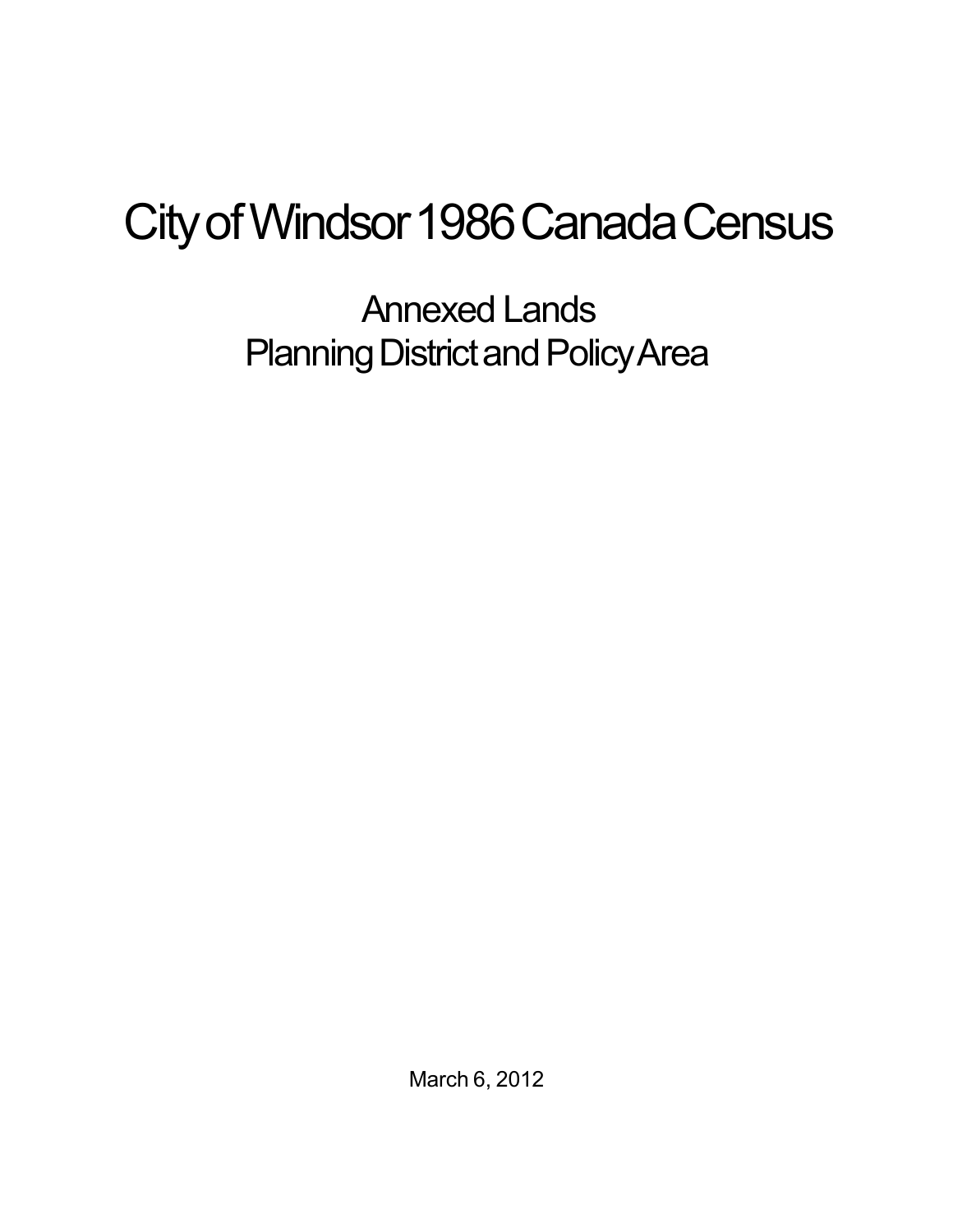# City of Windsor 1986 Canada Census

## Annexed Lands
## Planning District and Policy Area

March 6, 2012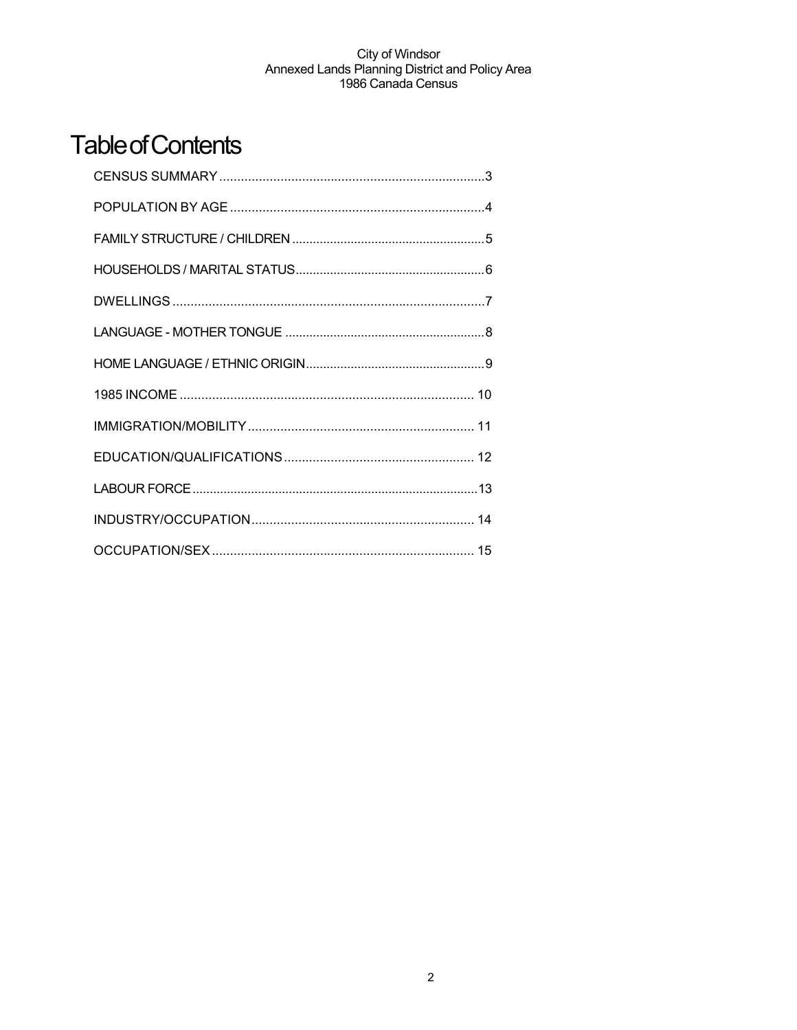# Table of Contents

CENSUS SUMMARY .......... 3

POPULATION BY AGE .......... 4

FAMILY STRUCTURE / CHILDREN .......... 5

HOUSEHOLDS / MARITAL STATUS .......... 6

DWELLINGS .......... 7

LANGUAGE - MOTHER TONGUE .......... 8

HOME LANGUAGE / ETHNIC ORIGIN .......... 9

1985 INCOME .......... 10

IMMIGRATION/MOBILITY .......... 11

EDUCATION/QUALIFICATIONS .......... 12

LABOUR FORCE .......... 13

INDUSTRY/OCCUPATION .......... 14

OCCUPATION/SEX .......... 15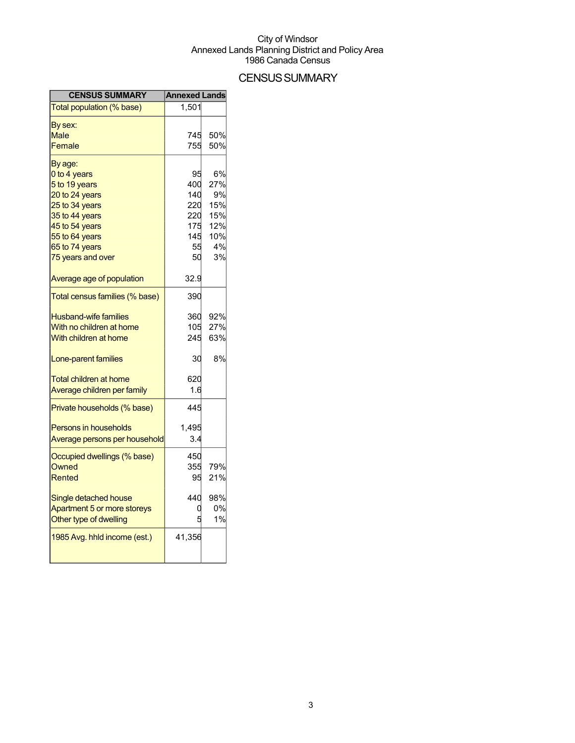City of Windsor
Annexed Lands Planning District and Policy Area
1986 Canada Census

# CENSUS SUMMARY

| CENSUS SUMMARY | Annexed Lands | |
|---|---|---|
| Total population (% base) | 1,501 | |
| By sex: | | |
| Male | 745 | 50% |
| Female | 755 | 50% |
| By age: | | |
| 0 to 4 years | 95 | 6% |
| 5 to 19 years | 400 | 27% |
| 20 to 24 years | 140 | 9% |
| 25 to 34 years | 220 | 15% |
| 35 to 44 years | 220 | 15% |
| 45 to 54 years | 175 | 12% |
| 55 to 64 years | 145 | 10% |
| 65 to 74 years | 55 | 4% |
| 75 years and over | 50 | 3% |
| Average age of population | 32.9 | |
| Total census families (% base) | 390 | |
| Husband-wife families | 360 | 92% |
| With no children at home | 105 | 27% |
| With children at home | 245 | 63% |
| Lone-parent families | 30 | 8% |
| Total children at home | 620 | |
| Average children per family | 1.6 | |
| Private households (% base) | 445 | |
| Persons in households | 1,495 | |
| Average persons per household | 3.4 | |
| Occupied dwellings (% base) | 450 | |
| Owned | 355 | 79% |
| Rented | 95 | 21% |
| Single detached house | 440 | 98% |
| Apartment 5 or more storeys | 0 | 0% |
| Other type of dwelling | 5 | 1% |
| 1985 Avg. hhld income (est.) | 41,356 | |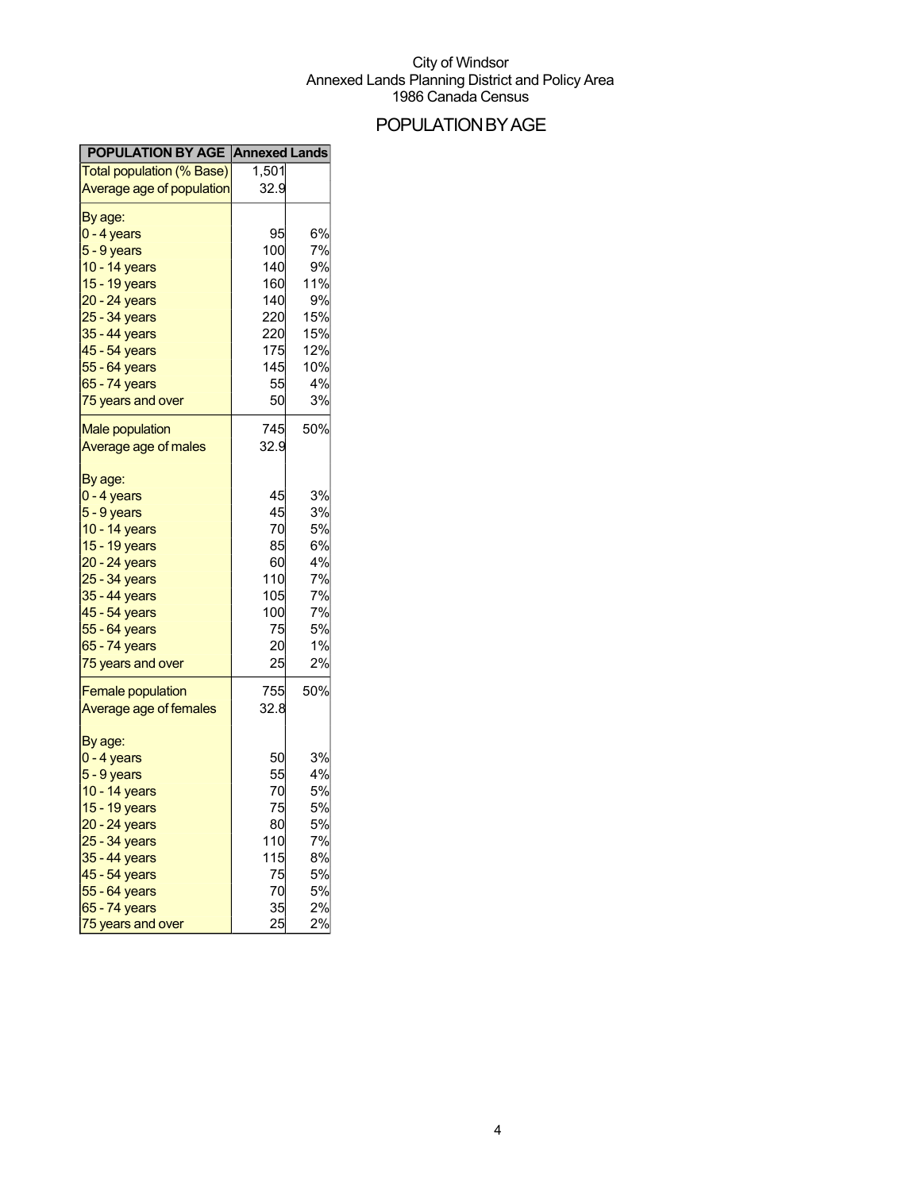City of Windsor
Annexed Lands Planning District and Policy Area
1986 Canada Census

# POPULATION BY AGE

| POPULATION BY AGE | Annexed Lands | |
|---|---|---|
| Total population (% Base) | 1,501 | |
| Average age of population | 32.9 | |
| By age: | | |
| 0 - 4 years | 95 | 6% |
| 5 - 9 years | 100 | 7% |
| 10 - 14 years | 140 | 9% |
| 15 - 19 years | 160 | 11% |
| 20 - 24 years | 140 | 9% |
| 25 - 34 years | 220 | 15% |
| 35 - 44 years | 220 | 15% |
| 45 - 54 years | 175 | 12% |
| 55 - 64 years | 145 | 10% |
| 65 - 74 years | 55 | 4% |
| 75 years and over | 50 | 3% |
| Male population | 745 | 50% |
| Average age of males | 32.9 | |
| By age: | | |
| 0 - 4 years | 45 | 3% |
| 5 - 9 years | 45 | 3% |
| 10 - 14 years | 70 | 5% |
| 15 - 19 years | 85 | 6% |
| 20 - 24 years | 60 | 4% |
| 25 - 34 years | 110 | 7% |
| 35 - 44 years | 105 | 7% |
| 45 - 54 years | 100 | 7% |
| 55 - 64 years | 75 | 5% |
| 65 - 74 years | 20 | 1% |
| 75 years and over | 25 | 2% |
| Female population | 755 | 50% |
| Average age of females | 32.8 | |
| By age: | | |
| 0 - 4 years | 50 | 3% |
| 5 - 9 years | 55 | 4% |
| 10 - 14 years | 70 | 5% |
| 15 - 19 years | 75 | 5% |
| 20 - 24 years | 80 | 5% |
| 25 - 34 years | 110 | 7% |
| 35 - 44 years | 115 | 8% |
| 45 - 54 years | 75 | 5% |
| 55 - 64 years | 70 | 5% |
| 65 - 74 years | 35 | 2% |
| 75 years and over | 25 | 2% |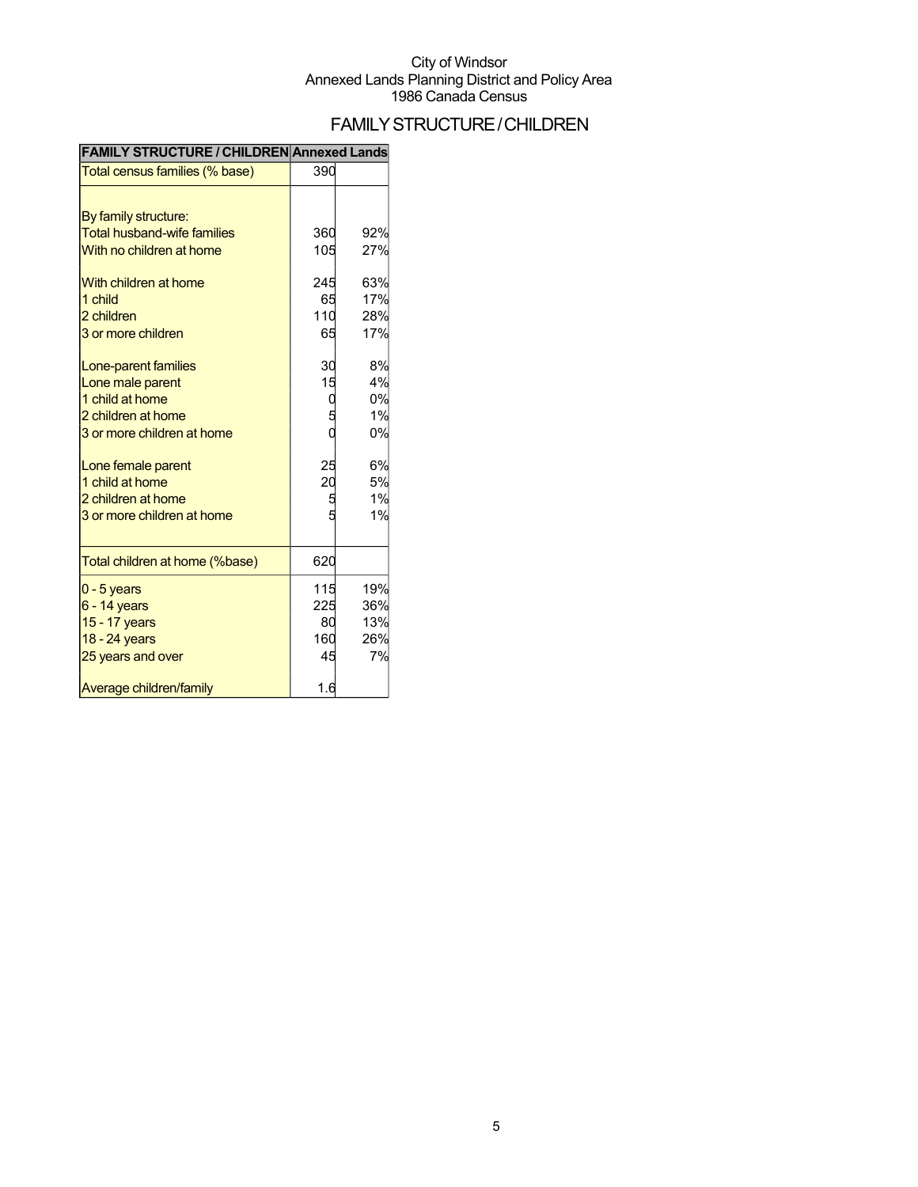City of Windsor
Annexed Lands Planning District and Policy Area
1986 Canada Census

# FAMILY STRUCTURE / CHILDREN

| FAMILY STRUCTURE / CHILDREN | Annexed Lands | |
|---|---|---|
| Total census families (% base) | 390 | |
| | | |
| By family structure: | | |
| Total husband-wife families | 360 | 92% |
| With no children at home | 105 | 27% |
| | | |
| With children at home | 245 | 63% |
| 1 child | 65 | 17% |
| 2 children | 110 | 28% |
| 3 or more children | 65 | 17% |
| | | |
| Lone-parent families | 30 | 8% |
| Lone male parent | 15 | 4% |
| 1 child at home | 0 | 0% |
| 2 children at home | 5 | 1% |
| 3 or more children at home | 0 | 0% |
| | | |
| Lone female parent | 25 | 6% |
| 1 child at home | 20 | 5% |
| 2 children at home | 5 | 1% |
| 3 or more children at home | 5 | 1% |
| | | |
| Total children at home (%base) | 620 | |
| 0 - 5 years | 115 | 19% |
| 6 - 14 years | 225 | 36% |
| 15 - 17 years | 80 | 13% |
| 18 - 24 years | 160 | 26% |
| 25 years and over | 45 | 7% |
| | | |
| Average children/family | 1.6 | |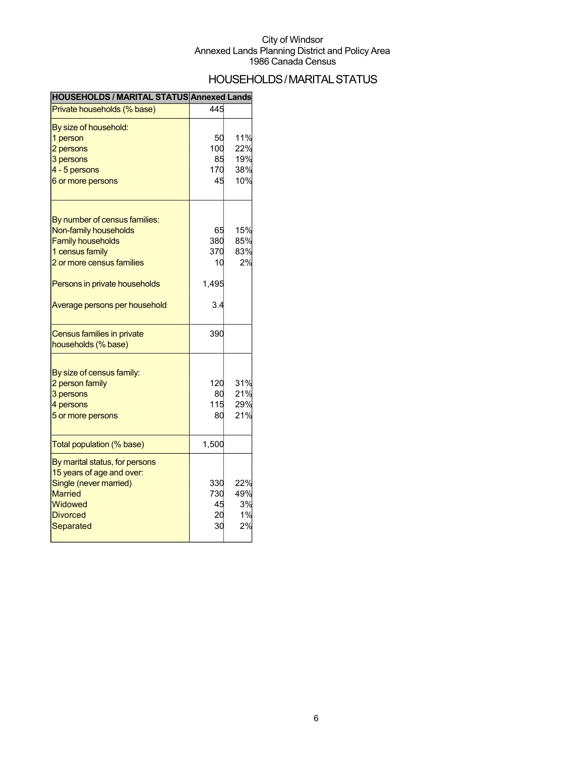City of Windsor
Annexed Lands Planning District and Policy Area
1986 Canada Census

# HOUSEHOLDS / MARITAL STATUS

| HOUSEHOLDS / MARITAL STATUS | Annexed Lands | |
|---|---|---|
| Private households (% base) | 445 | |
| By size of household: | | |
| 1 person | 50 | 11% |
| 2 persons | 100 | 22% |
| 3 persons | 85 | 19% |
| 4 - 5 persons | 170 | 38% |
| 6 or more persons | 45 | 10% |
| By number of census families: | | |
| Non-family households | 65 | 15% |
| Family households | 380 | 85% |
| 1 census family | 370 | 83% |
| 2 or more census families | 10 | 2% |
| Persons in private households | 1,495 | |
| Average persons per household | 3.4 | |
| Census families in private households (% base) | 390 | |
| By size of census family: | | |
| 2 person family | 120 | 31% |
| 3 persons | 80 | 21% |
| 4 persons | 115 | 29% |
| 5 or more persons | 80 | 21% |
| Total population (% base) | 1,500 | |
| By marital status, for persons 15 years of age and over: | | |
| Single (never married) | 330 | 22% |
| Married | 730 | 49% |
| Widowed | 45 | 3% |
| Divorced | 20 | 1% |
| Separated | 30 | 2% |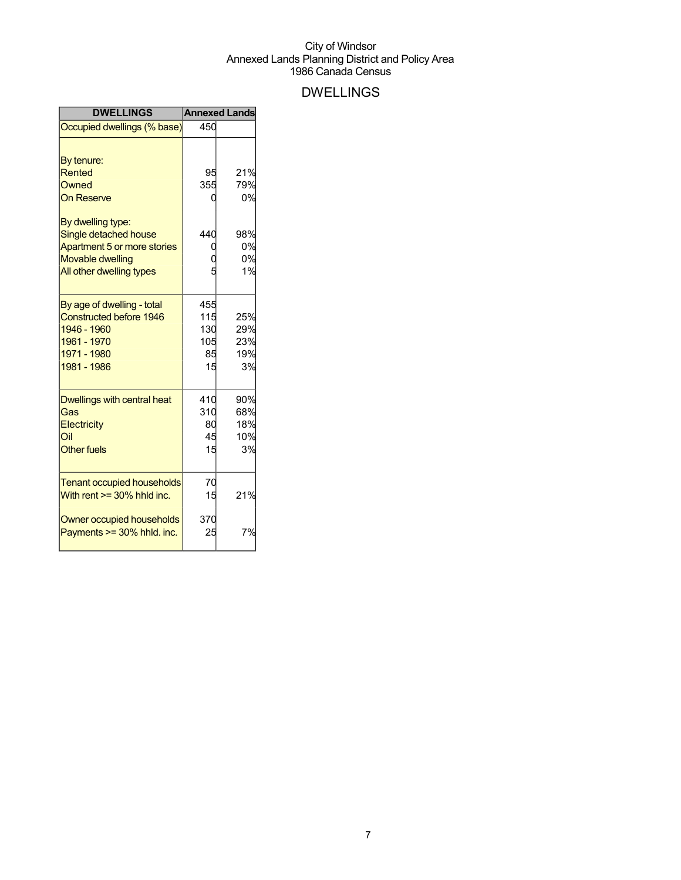City of Windsor
Annexed Lands Planning District and Policy Area
1986 Canada Census

# DWELLINGS

| DWELLINGS | Annexed Lands | |
|---|---|---|
| Occupied dwellings (% base) | 450 | |
| | | |
| By tenure: | | |
| Rented | 95 | 21% |
| Owned | 355 | 79% |
| On Reserve | 0 | 0% |
| | | |
| By dwelling type: | | |
| Single detached house | 440 | 98% |
| Apartment 5 or more stories | 0 | 0% |
| Movable dwelling | 0 | 0% |
| All other dwelling types | 5 | 1% |
| | | |
| By age of dwelling - total | 455 | |
| Constructed before 1946 | 115 | 25% |
| 1946 - 1960 | 130 | 29% |
| 1961 - 1970 | 105 | 23% |
| 1971 - 1980 | 85 | 19% |
| 1981 - 1986 | 15 | 3% |
| | | |
| Dwellings with central heat | 410 | 90% |
| Gas | 310 | 68% |
| Electricity | 80 | 18% |
| Oil | 45 | 10% |
| Other fuels | 15 | 3% |
| | | |
| Tenant occupied households | 70 | |
| With rent >= 30% hhld inc. | 15 | 21% |
| | | |
| Owner occupied households | 370 | |
| Payments >= 30% hhld. inc. | 25 | 7% |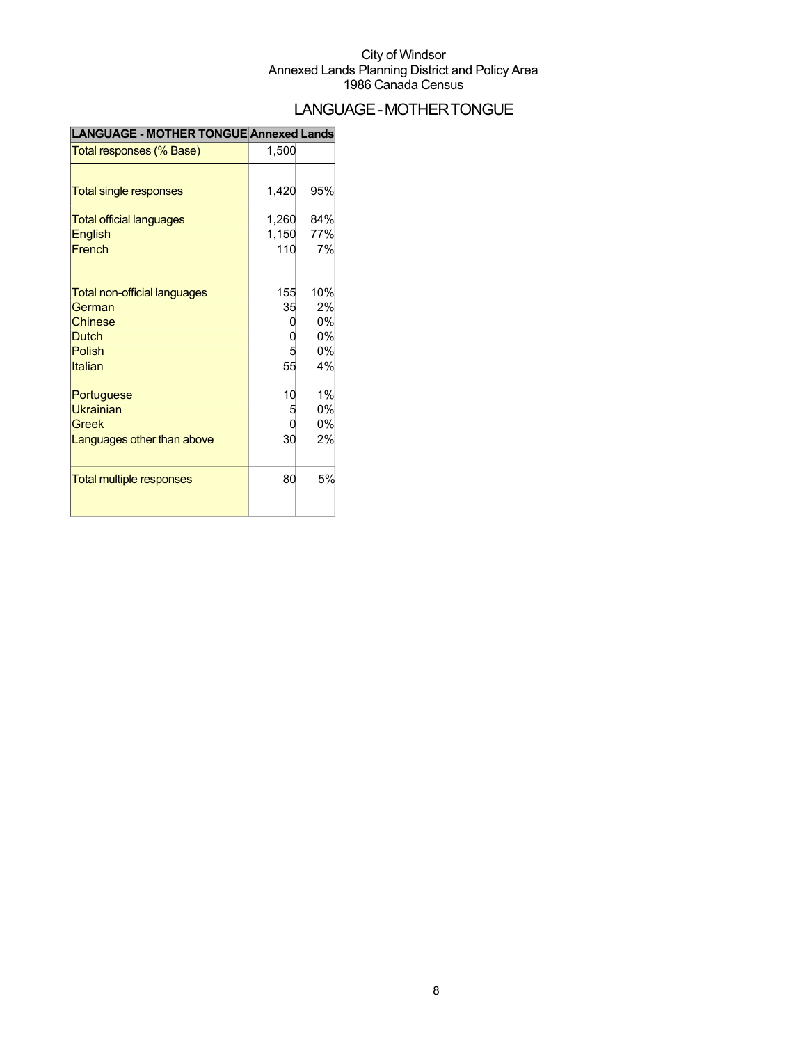City of Windsor
Annexed Lands Planning District and Policy Area
1986 Canada Census

# LANGUAGE - MOTHER TONGUE

| LANGUAGE - MOTHER TONGUE | Annexed Lands | |
|---|---|---|
| Total responses (% Base) | 1,500 | |
| | | |
| Total single responses | 1,420 | 95% |
| | | |
| Total official languages | 1,260 | 84% |
| English | 1,150 | 77% |
| French | 110 | 7% |
| | | |
| Total non-official languages | 155 | 10% |
| German | 35 | 2% |
| Chinese | 0 | 0% |
| Dutch | 0 | 0% |
| Polish | 5 | 0% |
| Italian | 55 | 4% |
| | | |
| Portuguese | 10 | 1% |
| Ukrainian | 5 | 0% |
| Greek | 0 | 0% |
| Languages other than above | 30 | 2% |
| | | |
| Total multiple responses | 80 | 5% |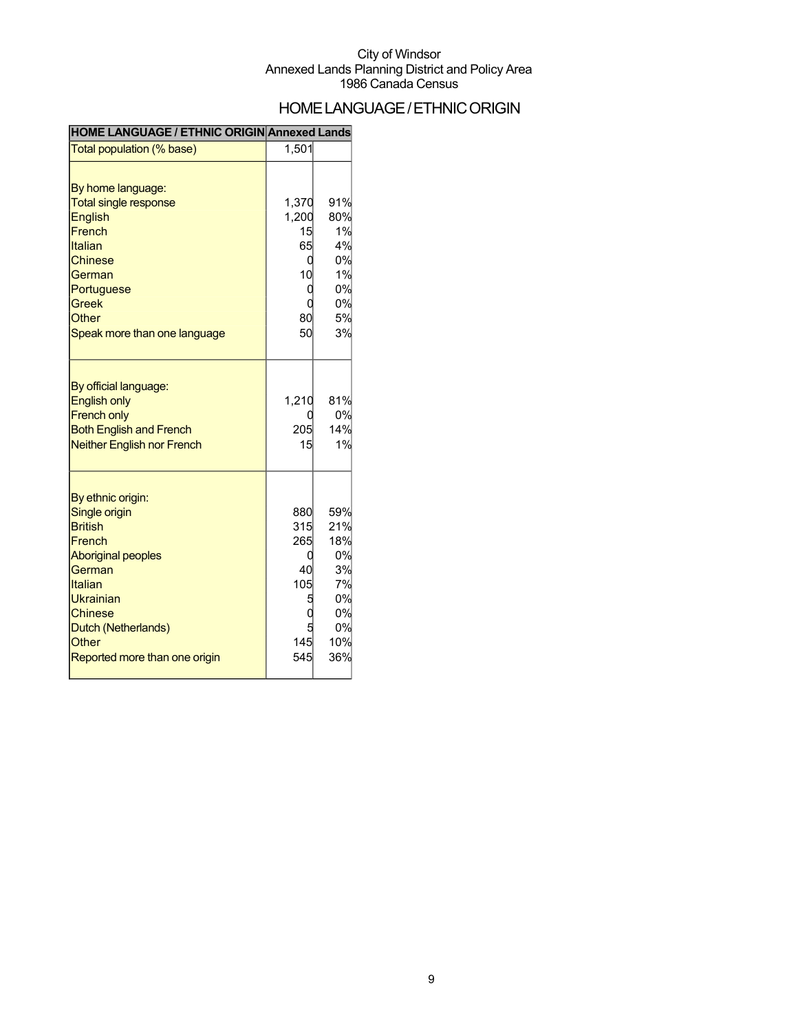City of Windsor
Annexed Lands Planning District and Policy Area
1986 Canada Census

# HOME LANGUAGE / ETHNIC ORIGIN

| HOME LANGUAGE / ETHNIC ORIGIN | Annexed Lands | |
|---|---|---|
| Total population (% base) | 1,501 | |
| | | |
| By home language: | | |
| Total single response | 1,370 | 91% |
| English | 1,200 | 80% |
| French | 15 | 1% |
| Italian | 65 | 4% |
| Chinese | 0 | 0% |
| German | 10 | 1% |
| Portuguese | 0 | 0% |
| Greek | 0 | 0% |
| Other | 80 | 5% |
| Speak more than one language | 50 | 3% |
| | | |
| By official language: | | |
| English only | 1,210 | 81% |
| French only | 0 | 0% |
| Both English and French | 205 | 14% |
| Neither English nor French | 15 | 1% |
| | | |
| By ethnic origin: | | |
| Single origin | 880 | 59% |
| British | 315 | 21% |
| French | 265 | 18% |
| Aboriginal peoples | 0 | 0% |
| German | 40 | 3% |
| Italian | 105 | 7% |
| Ukrainian | 5 | 0% |
| Chinese | 0 | 0% |
| Dutch (Netherlands) | 5 | 0% |
| Other | 145 | 10% |
| Reported more than one origin | 545 | 36% |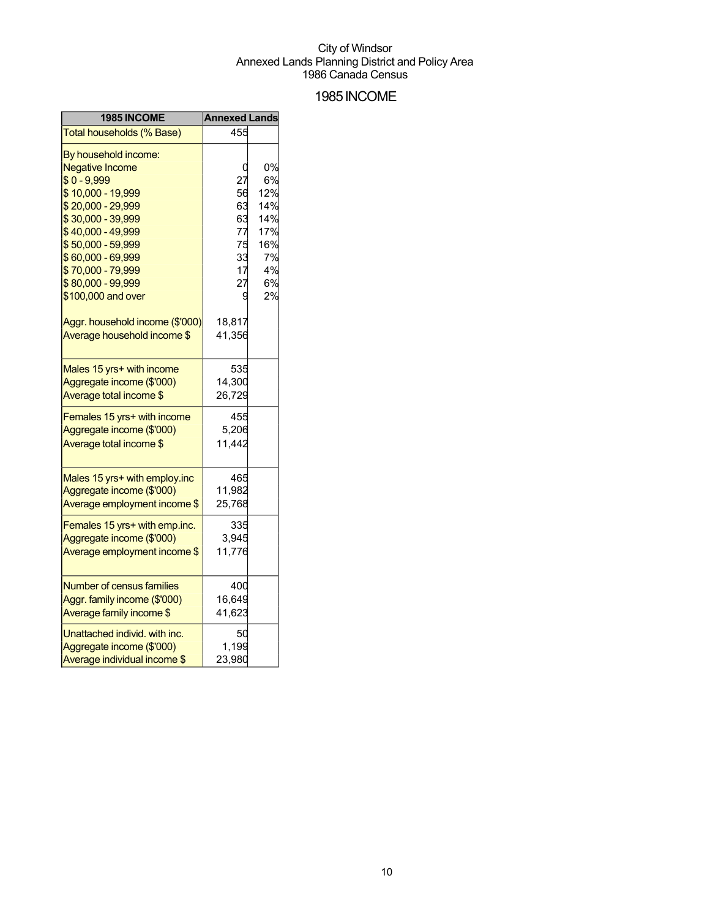City of Windsor
Annexed Lands Planning District and Policy Area
1986 Canada Census

# 1985 INCOME

| 1985 INCOME | Annexed Lands | |
|---|---|---|
| Total households (% Base) | 455 | |
| By household income: | | |
| Negative Income | 0 | 0% |
| $ 0 - 9,999 | 27 | 6% |
| $ 10,000 - 19,999 | 56 | 12% |
| $ 20,000 - 29,999 | 63 | 14% |
| $ 30,000 - 39,999 | 63 | 14% |
| $ 40,000 - 49,999 | 77 | 17% |
| $ 50,000 - 59,999 | 75 | 16% |
| $ 60,000 - 69,999 | 33 | 7% |
| $ 70,000 - 79,999 | 17 | 4% |
| $ 80,000 - 99,999 | 27 | 6% |
| $100,000 and over | 9 | 2% |
| Aggr. household income ($'000) | 18,817 | |
| Average household income $ | 41,356 | |
| Males 15 yrs+ with income | 535 | |
| Aggregate income ($'000) | 14,300 | |
| Average total income $ | 26,729 | |
| Females 15 yrs+ with income | 455 | |
| Aggregate income ($'000) | 5,206 | |
| Average total income $ | 11,442 | |
| Males 15 yrs+ with employ.inc | 465 | |
| Aggregate income ($'000) | 11,982 | |
| Average employment income $ | 25,768 | |
| Females 15 yrs+ with emp.inc. | 335 | |
| Aggregate income ($'000) | 3,945 | |
| Average employment income $ | 11,776 | |
| Number of census families | 400 | |
| Aggr. family income ($'000) | 16,649 | |
| Average family income $ | 41,623 | |
| Unattached individ. with inc. | 50 | |
| Aggregate income ($'000) | 1,199 | |
| Average individual income $ | 23,980 | |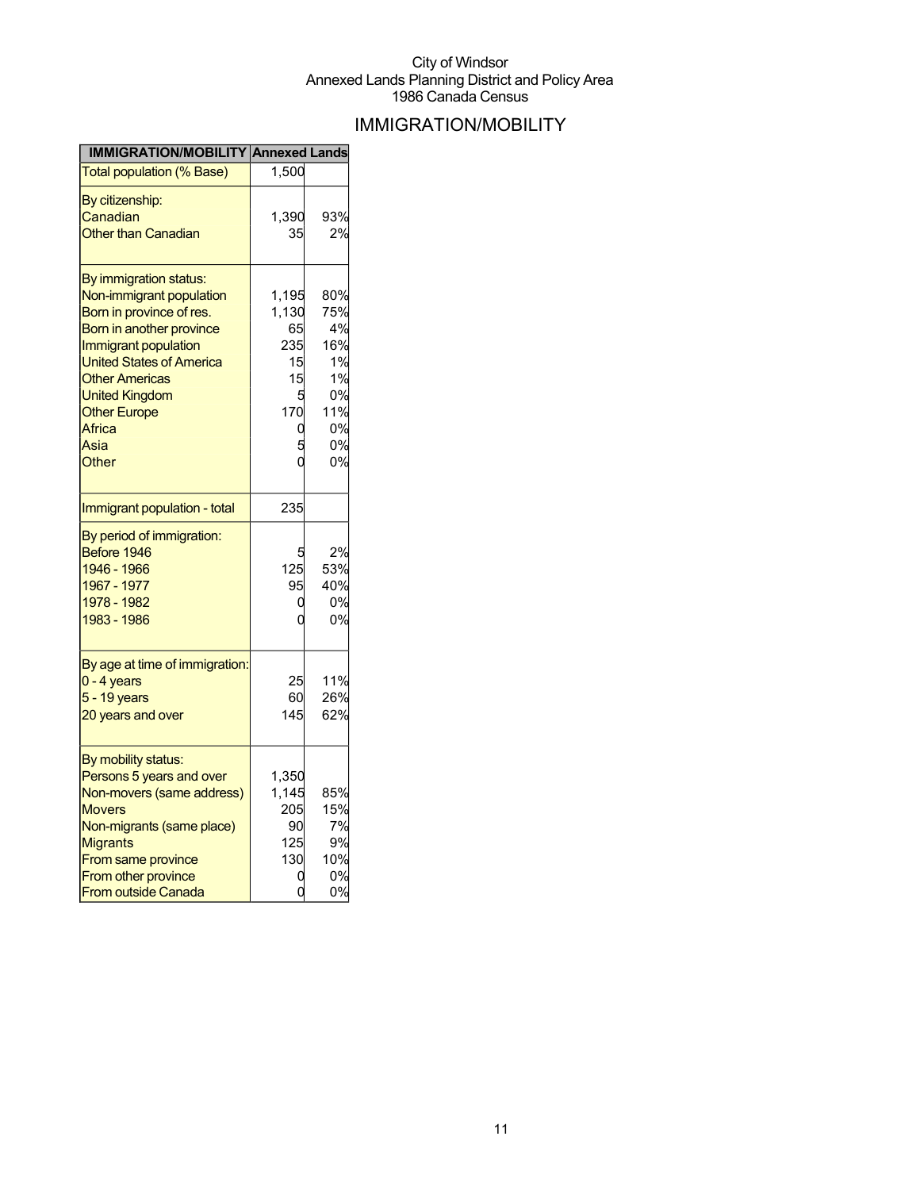City of Windsor
Annexed Lands Planning District and Policy Area
1986 Canada Census

# IMMIGRATION/MOBILITY

| IMMIGRATION/MOBILITY | Annexed Lands | |
|---|---|---|
| Total population (% Base) | 1,500 | |
| By citizenship: | | |
| Canadian | 1,390 | 93% |
| Other than Canadian | 35 | 2% |
| By immigration status: | | |
| Non-immigrant population | 1,195 | 80% |
| Born in province of res. | 1,130 | 75% |
| Born in another province | 65 | 4% |
| Immigrant population | 235 | 16% |
| United States of America | 15 | 1% |
| Other Americas | 15 | 1% |
| United Kingdom | 5 | 0% |
| Other Europe | 170 | 11% |
| Africa | 0 | 0% |
| Asia | 5 | 0% |
| Other | 0 | 0% |
| Immigrant population - total | 235 | |
| By period of immigration: | | |
| Before 1946 | 5 | 2% |
| 1946 - 1966 | 125 | 53% |
| 1967 - 1977 | 95 | 40% |
| 1978 - 1982 | 0 | 0% |
| 1983 - 1986 | 0 | 0% |
| By age at time of immigration: | | |
| 0 - 4 years | 25 | 11% |
| 5 - 19 years | 60 | 26% |
| 20 years and over | 145 | 62% |
| By mobility status: | | |
| Persons 5 years and over | 1,350 | |
| Non-movers (same address) | 1,145 | 85% |
| Movers | 205 | 15% |
| Non-migrants (same place) | 90 | 7% |
| Migrants | 125 | 9% |
| From same province | 130 | 10% |
| From other province | 0 | 0% |
| From outside Canada | 0 | 0% |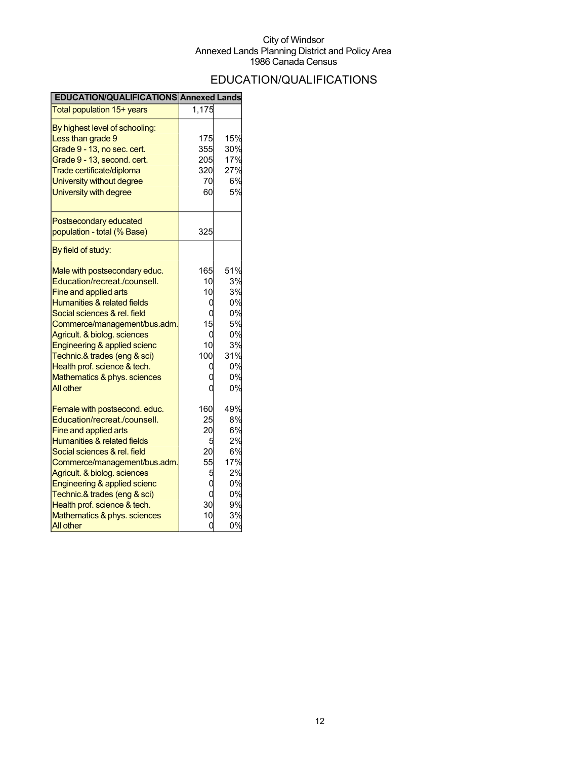City of Windsor
Annexed Lands Planning District and Policy Area
1986 Canada Census

# EDUCATION/QUALIFICATIONS

| EDUCATION/QUALIFICATIONS | Annexed Lands | |
|---|---|---|
| Total population 15+ years | 1,175 | |
| By highest level of schooling: | | |
| Less than grade 9 | 175 | 15% |
| Grade 9 - 13, no sec. cert. | 355 | 30% |
| Grade 9 - 13, second. cert. | 205 | 17% |
| Trade certificate/diploma | 320 | 27% |
| University without degree | 70 | 6% |
| University with degree | 60 | 5% |
| Postsecondary educated population - total (% Base) | 325 | |
| By field of study: | | |
| Male with postsecondary educ. | 165 | 51% |
| Education/recreat./counsell. | 10 | 3% |
| Fine and applied arts | 10 | 3% |
| Humanities & related fields | 0 | 0% |
| Social sciences & rel. field | 0 | 0% |
| Commerce/management/bus.adm. | 15 | 5% |
| Agricult. & biolog. sciences | 0 | 0% |
| Engineering & applied scienc | 10 | 3% |
| Technic.& trades (eng & sci) | 100 | 31% |
| Health prof. science & tech. | 0 | 0% |
| Mathematics & phys. sciences | 0 | 0% |
| All other | 0 | 0% |
| Female with postsecond. educ. | 160 | 49% |
| Education/recreat./counsell. | 25 | 8% |
| Fine and applied arts | 20 | 6% |
| Humanities & related fields | 5 | 2% |
| Social sciences & rel. field | 20 | 6% |
| Commerce/management/bus.adm. | 55 | 17% |
| Agricult. & biolog. sciences | 5 | 2% |
| Engineering & applied scienc | 0 | 0% |
| Technic.& trades (eng & sci) | 0 | 0% |
| Health prof. science & tech. | 30 | 9% |
| Mathematics & phys. sciences | 10 | 3% |
| All other | 0 | 0% |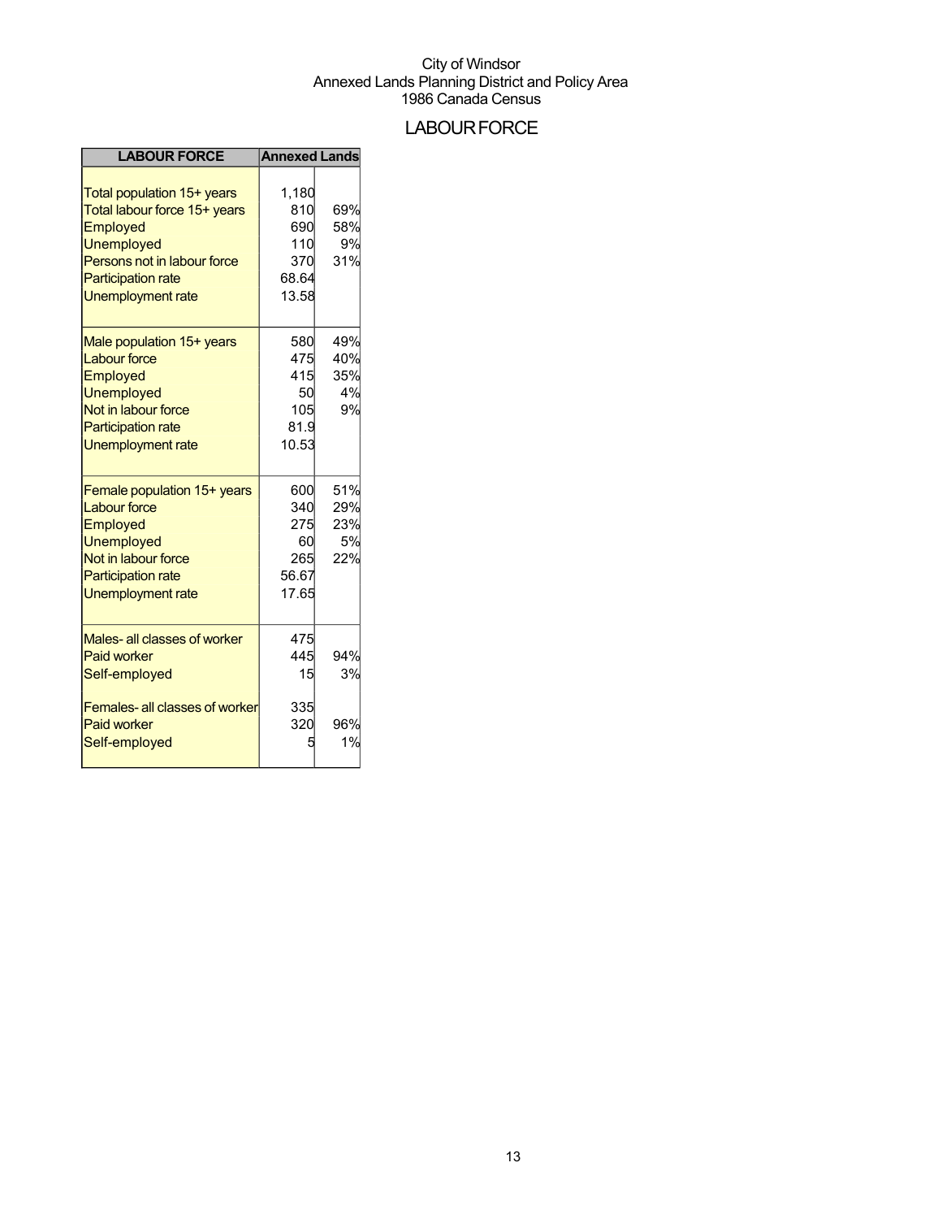City of Windsor
Annexed Lands Planning District and Policy Area
1986 Canada Census

# LABOUR FORCE

| LABOUR FORCE | Annexed Lands | |
|---|---|---|
| Total population 15+ years | 1,180 | |
| Total labour force 15+ years | 810 | 69% |
| Employed | 690 | 58% |
| Unemployed | 110 | 9% |
| Persons not in labour force | 370 | 31% |
| Participation rate | 68.64 | |
| Unemployment rate | 13.58 | |
| Male population 15+ years | 580 | 49% |
| Labour force | 475 | 40% |
| Employed | 415 | 35% |
| Unemployed | 50 | 4% |
| Not in labour force | 105 | 9% |
| Participation rate | 81.9 | |
| Unemployment rate | 10.53 | |
| Female population 15+ years | 600 | 51% |
| Labour force | 340 | 29% |
| Employed | 275 | 23% |
| Unemployed | 60 | 5% |
| Not in labour force | 265 | 22% |
| Participation rate | 56.67 | |
| Unemployment rate | 17.65 | |
| Males- all classes of worker | 475 | |
| Paid worker | 445 | 94% |
| Self-employed | 15 | 3% |
| Females- all classes of worker | 335 | |
| Paid worker | 320 | 96% |
| Self-employed | 5 | 1% |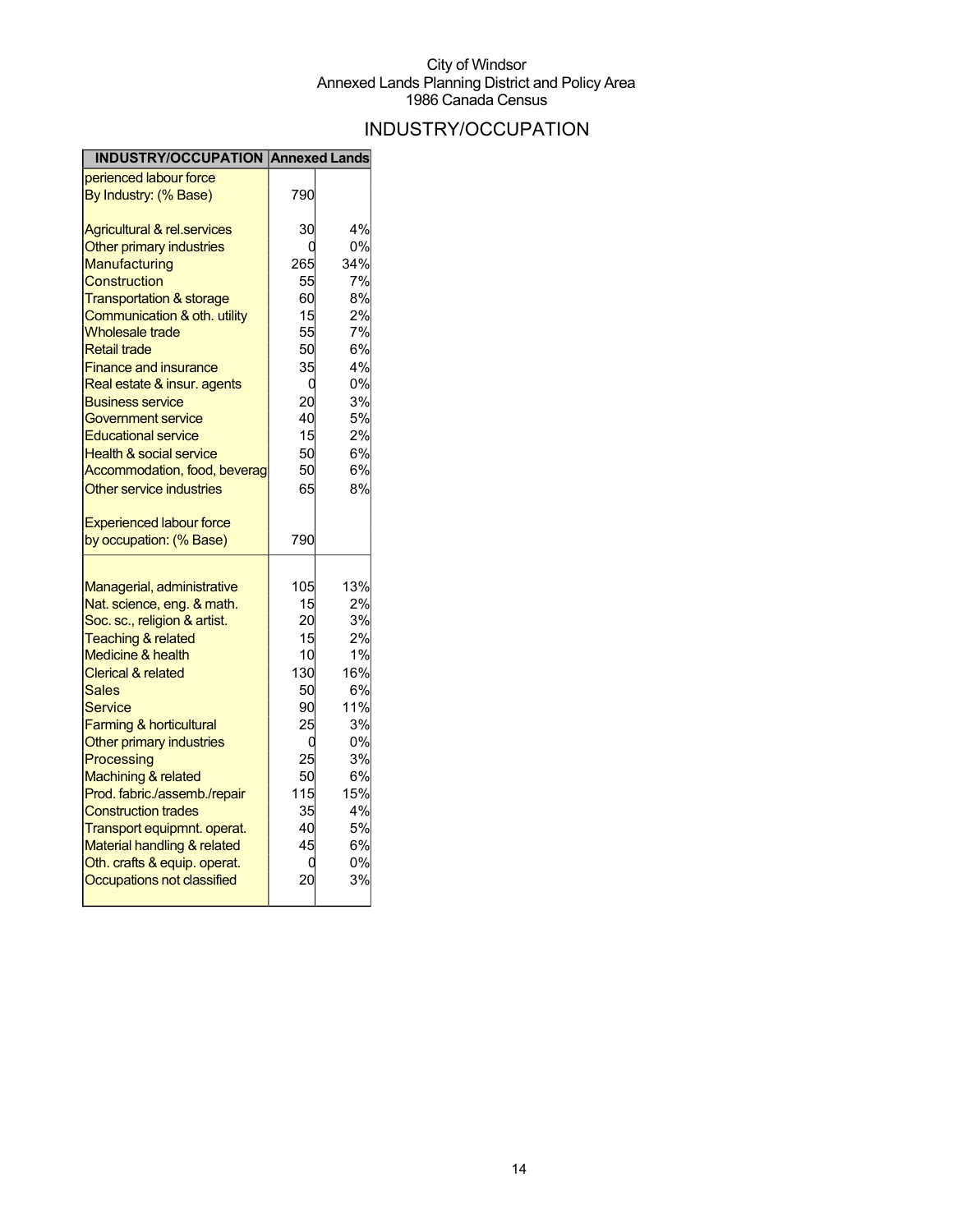City of Windsor
Annexed Lands Planning District and Policy Area
1986 Canada Census

# INDUSTRY/OCCUPATION

| INDUSTRY/OCCUPATION | Annexed Lands | |
|---|---|---|
| perienced labour force | | |
| By Industry: (% Base) | 790 | |
| | | |
| Agricultural & rel.services | 30 | 4% |
| Other primary industries | 0 | 0% |
| Manufacturing | 265 | 34% |
| Construction | 55 | 7% |
| Transportation & storage | 60 | 8% |
| Communication & oth. utility | 15 | 2% |
| Wholesale trade | 55 | 7% |
| Retail trade | 50 | 6% |
| Finance and insurance | 35 | 4% |
| Real estate & insur. agents | 0 | 0% |
| Business service | 20 | 3% |
| Government service | 40 | 5% |
| Educational service | 15 | 2% |
| Health & social service | 50 | 6% |
| Accommodation, food, beverag | 50 | 6% |
| Other service industries | 65 | 8% |
| | | |
| Experienced labour force | | |
| by occupation: (% Base) | 790 | |
| | | |
| Managerial, administrative | 105 | 13% |
| Nat. science, eng. & math. | 15 | 2% |
| Soc. sc., religion & artist. | 20 | 3% |
| Teaching & related | 15 | 2% |
| Medicine & health | 10 | 1% |
| Clerical & related | 130 | 16% |
| Sales | 50 | 6% |
| Service | 90 | 11% |
| Farming & horticultural | 25 | 3% |
| Other primary industries | 0 | 0% |
| Processing | 25 | 3% |
| Machining & related | 50 | 6% |
| Prod. fabric./assemb./repair | 115 | 15% |
| Construction trades | 35 | 4% |
| Transport equipmnt. operat. | 40 | 5% |
| Material handling & related | 45 | 6% |
| Oth. crafts & equip. operat. | 0 | 0% |
| Occupations not classified | 20 | 3% |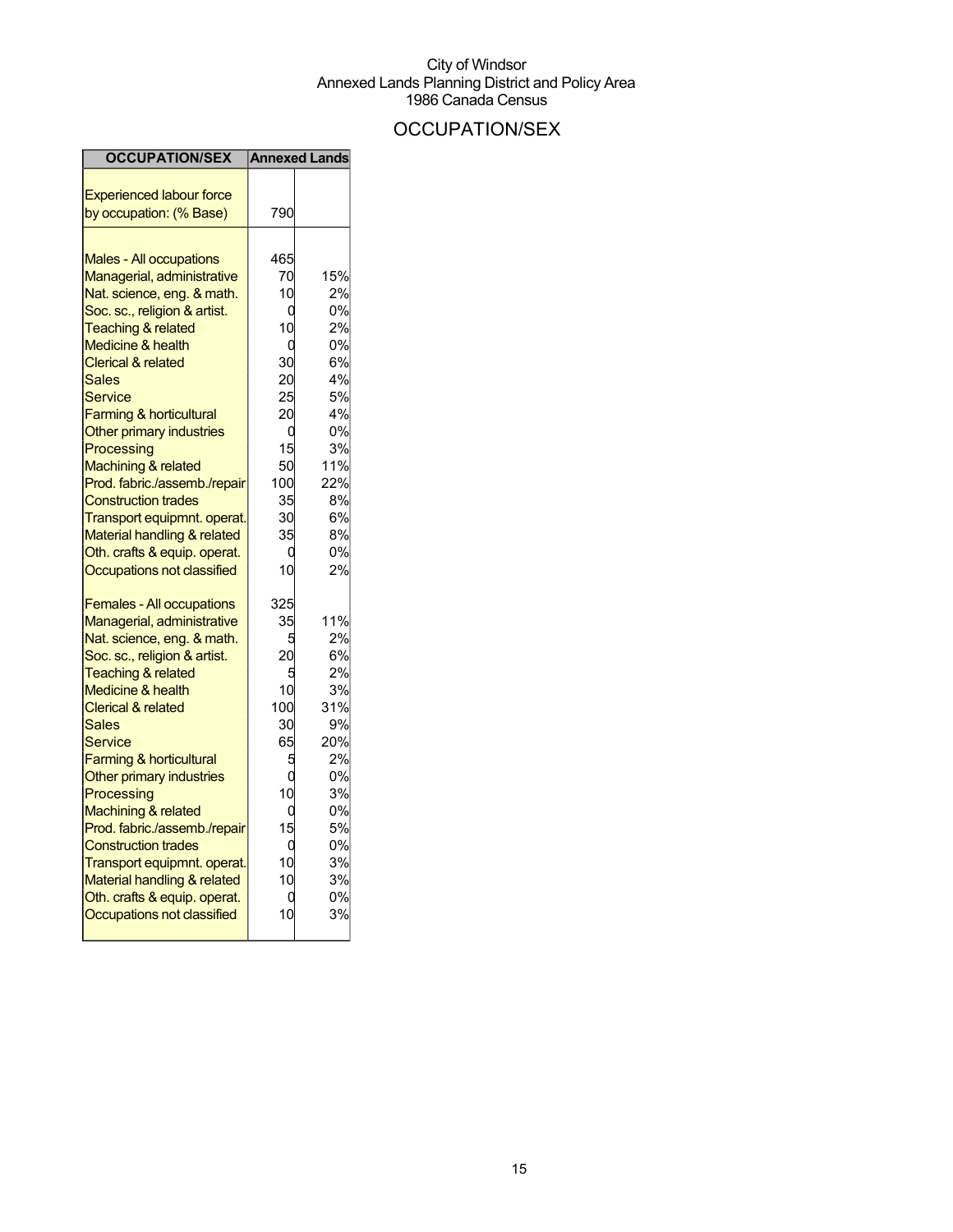City of Windsor
Annexed Lands Planning District and Policy Area
1986 Canada Census

# OCCUPATION/SEX

| OCCUPATION/SEX | Annexed Lands | |
|---|---|---|
| Experienced labour force by occupation: (% Base) | 790 | |
| | | |
| Males - All occupations | 465 | |
| Managerial, administrative | 70 | 15% |
| Nat. science, eng. & math. | 10 | 2% |
| Soc. sc., religion & artist. | 0 | 0% |
| Teaching & related | 10 | 2% |
| Medicine & health | 0 | 0% |
| Clerical & related | 30 | 6% |
| Sales | 20 | 4% |
| Service | 25 | 5% |
| Farming & horticultural | 20 | 4% |
| Other primary industries | 0 | 0% |
| Processing | 15 | 3% |
| Machining & related | 50 | 11% |
| Prod. fabric./assemb./repair | 100 | 22% |
| Construction trades | 35 | 8% |
| Transport equipmnt. operat. | 30 | 6% |
| Material handling & related | 35 | 8% |
| Oth. crafts & equip. operat. | 0 | 0% |
| Occupations not classified | 10 | 2% |
| | | |
| Females - All occupations | 325 | |
| Managerial, administrative | 35 | 11% |
| Nat. science, eng. & math. | 5 | 2% |
| Soc. sc., religion & artist. | 20 | 6% |
| Teaching & related | 5 | 2% |
| Medicine & health | 10 | 3% |
| Clerical & related | 100 | 31% |
| Sales | 30 | 9% |
| Service | 65 | 20% |
| Farming & horticultural | 5 | 2% |
| Other primary industries | 0 | 0% |
| Processing | 10 | 3% |
| Machining & related | 0 | 0% |
| Prod. fabric./assemb./repair | 15 | 5% |
| Construction trades | 0 | 0% |
| Transport equipmnt. operat. | 10 | 3% |
| Material handling & related | 10 | 3% |
| Oth. crafts & equip. operat. | 0 | 0% |
| Occupations not classified | 10 | 3% |